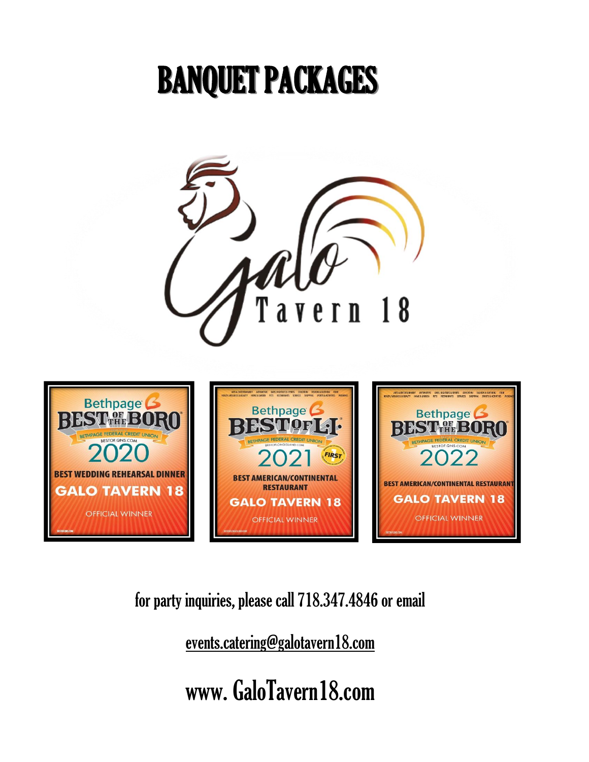# BANQUET PACKAGES

Galo Tavern 18

Bethpage BEST OF THE BORO 2020 — BEST WEDDING REHEARSAL DINNER — GALO TAVERN 18 — OFFICIAL WINNER

Bethpage BEST OF L.I. 2021 — BEST AMERICAN/CONTINENTAL RESTAURANT — GALO TAVERN 18 — OFFICIAL WINNER

Bethpage BEST OF THE BORO 2022 — BEST AMERICAN/CONTINENTAL RESTAURANT — GALO TAVERN 18 — OFFICIAL WINNER

for party inquiries, please call 718.347.4846 or email

events.catering@galotavern18.com

www. GaloTavern18.com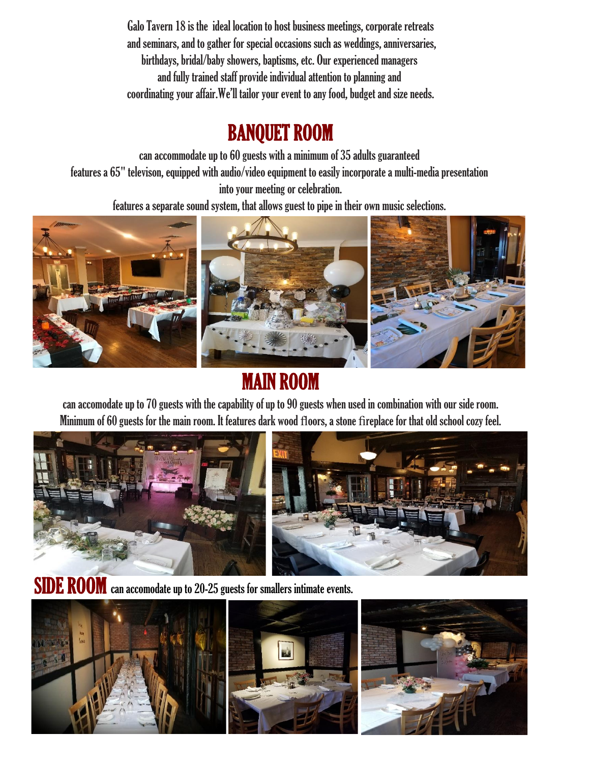Galo Tavern 18 is the ideal location to host business meetings, corporate retreats and seminars, and to gather for special occasions such as weddings, anniversaries, birthdays, bridal/baby showers, baptisms, etc. Our experienced managers and fully trained staff provide individual attention to planning and coordinating your affair. We'll tailor your event to any food, budget and size needs.

# BANQUET ROOM

can accommodate up to 60 guests with a minimum of 35 adults guaranteed
features a 65" televison, equipped with audio/video equipment to easily incorporate a multi-media presentation into your meeting or celebration.
features a separate sound system, that allows guest to pipe in their own music selections.

# MAIN ROOM

can accomodate up to 70 guests with the capability of up to 90 guests when used in combination with our side room. Minimum of 60 guests for the main room. It features dark wood floors, a stone fireplace for that old school cozy feel.

# SIDE ROOM

can accomodate up to 20-25 guests for smallers intimate events.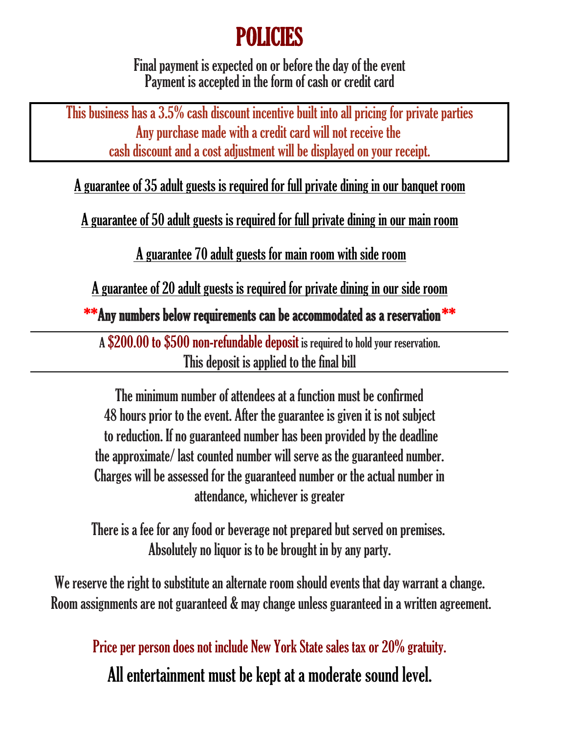# POLICIES

Final payment is expected on or before the day of the event
Payment is accepted in the form of cash or credit card

This business has a 3.5% cash discount incentive built into all pricing for private parties
Any purchase made with a credit card will not receive the
cash discount and a cost adjustment will be displayed on your receipt.

A guarantee of 35 adult guests is required for full private dining in our banquet room

A guarantee of 50 adult guests is required for full private dining in our main room

A guarantee 70 adult guests for main room with side room

A guarantee of 20 adult guests is required for private dining in our side room

**\*\*Any numbers below requirements can be accommodated as a reservation\*\***

---

A **$200.00 to $500 non-refundable deposit** is required to hold your reservation.
This deposit is applied to the final bill

---

The minimum number of attendees at a function must be confirmed 48 hours prior to the event. After the guarantee is given it is not subject to reduction. If no guaranteed number has been provided by the deadline the approximate/ last counted number will serve as the guaranteed number. Charges will be assessed for the guaranteed number or the actual number in attendance, whichever is greater

There is a fee for any food or beverage not prepared but served on premises.
Absolutely no liquor is to be brought in by any party.

We reserve the right to substitute an alternate room should events that day warrant a change.
Room assignments are not guaranteed & may change unless guaranteed in a written agreement.

Price per person does not include New York State sales tax or 20% gratuity.

All entertainment must be kept at a moderate sound level.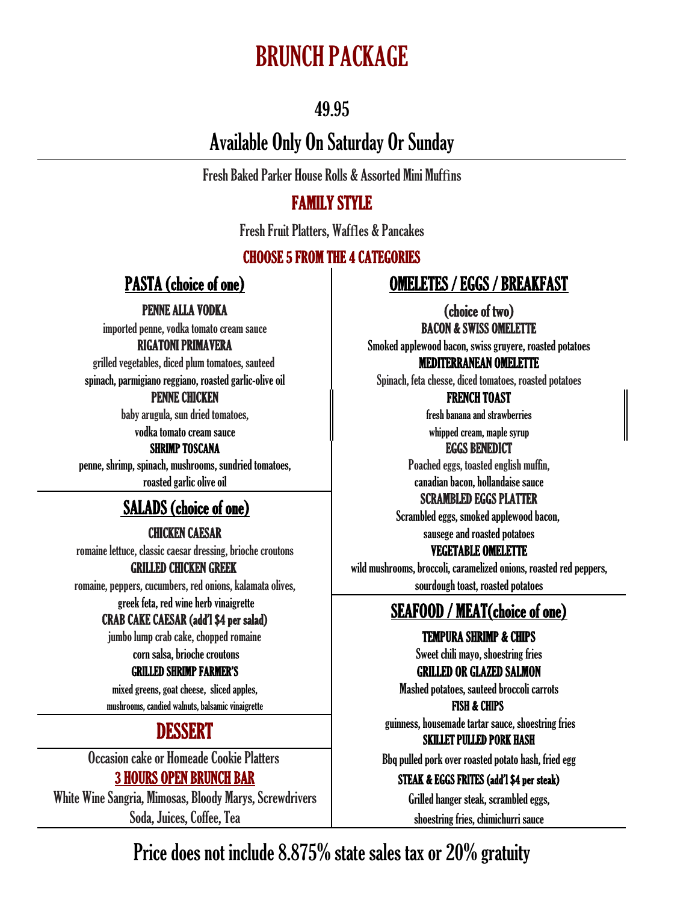# BRUNCH PACKAGE

## 49.95

## Available Only On Saturday Or Sunday

Fresh Baked Parker House Rolls & Assorted Mini Muffins

### FAMILY STYLE

Fresh Fruit Platters, Waffles & Pancakes

**CHOOSE 5 FROM THE 4 CATEGORIES**

### PASTA (choice of one)

**PENNE ALLA VODKA**
imported penne, vodka tomato cream sauce

**RIGATONI PRIMAVERA**
grilled vegetables, diced plum tomatoes, sauteed spinach, parmigiano reggiano, roasted garlic-olive oil

**PENNE CHICKEN**
baby arugula, sun dried tomatoes, vodka tomato cream sauce

**SHRIMP TOSCANA**
penne, shrimp, spinach, mushrooms, sundried tomatoes, roasted garlic olive oil

### SALADS (choice of one)

**CHICKEN CAESAR**
romaine lettuce, classic caesar dressing, brioche croutons

**GRILLED CHICKEN GREEK**
romaine, peppers, cucumbers, red onions, kalamata olives, greek feta, red wine herb vinaigrette

**CRAB CAKE CAESAR (add'l $4 per salad)**
jumbo lump crab cake, chopped romaine corn salsa, brioche croutons

**GRILLED SHRIMP FARMER'S**
mixed greens, goat cheese, sliced apples, mushrooms, candied walnuts, balsamic vinaigrette

### DESSERT

Occasion cake or Homeade Cookie Platters

### 3 HOURS OPEN BRUNCH BAR

White Wine Sangria, Mimosas, Bloody Marys, Screwdrivers
Soda, Juices, Coffee, Tea

### OMELETES / EGGS / BREAKFAST

**(choice of two)**

**BACON & SWISS OMELETTE**
Smoked applewood bacon, swiss gruyere, roasted potatoes

**MEDITERRANEAN OMELETTE**
Spinach, feta chesse, diced tomatoes, roasted potatoes

**FRENCH TOAST**
fresh banana and strawberries whipped cream, maple syrup

**EGGS BENEDICT**
Poached eggs, toasted english muffin, canadian bacon, hollandaise sauce

**SCRAMBLED EGGS PLATTER**
Scrambled eggs, smoked applewood bacon, sausege and roasted potatoes

**VEGETABLE OMELETTE**
wild mushrooms, broccoli, caramelized onions, roasted red peppers, sourdough toast, roasted potatoes

### SEAFOOD / MEAT(choice of one)

**TEMPURA SHRIMP & CHIPS**
Sweet chili mayo, shoestring fries

**GRILLED OR GLAZED SALMON**
Mashed potatoes, sauteed broccoli carrots

**FISH & CHIPS**
guinness, housemade tartar sauce, shoestring fries

**SKILLET PULLED PORK HASH**
Bbq pulled pork over roasted potato hash, fried egg

**STEAK & EGGS FRITES (add'l $4 per steak)**
Grilled hanger steak, scrambled eggs, shoestring fries, chimichurri sauce

## Price does not include 8.875% state sales tax or 20% gratuity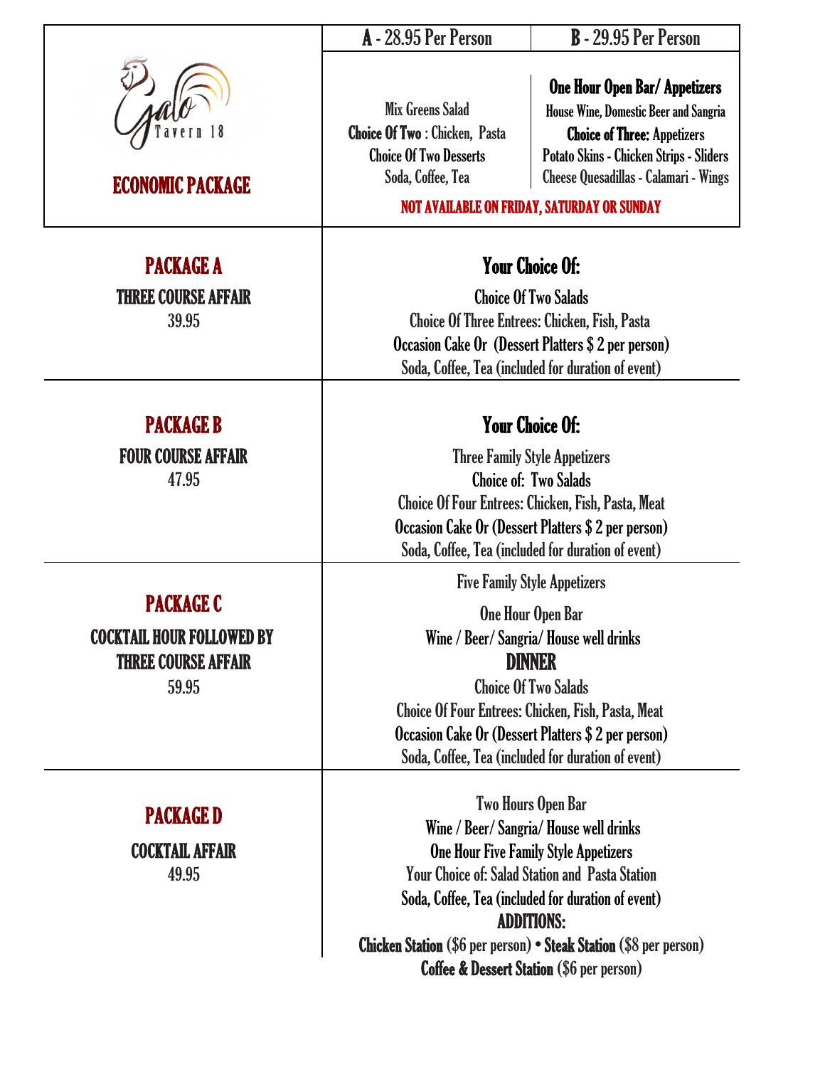Gallo Tavern 18

## ECONOMIC PACKAGE

| A - 28.95 Per Person | B - 29.95 Per Person |
|---|---|
| Mix Greens Salad<br>**Choice Of Two** : Chicken, Pasta<br>Choice Of Two Desserts<br>Soda, Coffee, Tea | **One Hour Open Bar/ Appetizers**<br>House Wine, Domestic Beer and Sangria<br>**Choice of Three:** Appetizers<br>Potato Skins - Chicken Strips - Sliders<br>Cheese Quesadillas - Calamari - Wings |

**NOT AVAILABLE ON FRIDAY, SATURDAY OR SUNDAY**

## PACKAGE A

**THREE COURSE AFFAIR**

39.95

**Your Choice Of:**

Choice Of Two Salads

Choice Of Three Entrees: Chicken, Fish, Pasta

Occasion Cake Or (Dessert Platters $ 2 per person)

Soda, Coffee, Tea (included for duration of event)

## PACKAGE B

**FOUR COURSE AFFAIR**

47.95

**Your Choice Of:**

Three Family Style Appetizers

Choice of: Two Salads

Choice Of Four Entrees: Chicken, Fish, Pasta, Meat

Occasion Cake Or (Dessert Platters $ 2 per person)

Soda, Coffee, Tea (included for duration of event)

## PACKAGE C

**COCKTAIL HOUR FOLLOWED BY THREE COURSE AFFAIR**

59.95

Five Family Style Appetizers

One Hour Open Bar

Wine / Beer/ Sangria/ House well drinks

**DINNER**

Choice Of Two Salads

Choice Of Four Entrees: Chicken, Fish, Pasta, Meat

Occasion Cake Or (Dessert Platters $ 2 per person)

Soda, Coffee, Tea (included for duration of event)

## PACKAGE D

**COCKTAIL AFFAIR**

49.95

Two Hours Open Bar

Wine / Beer/ Sangria/ House well drinks

One Hour Five Family Style Appetizers

Your Choice of: Salad Station and Pasta Station

Soda, Coffee, Tea (included for duration of event)

**ADDITIONS:**

**Chicken Station** ($6 per person) • **Steak Station** ($8 per person)

**Coffee & Dessert Station** ($6 per person)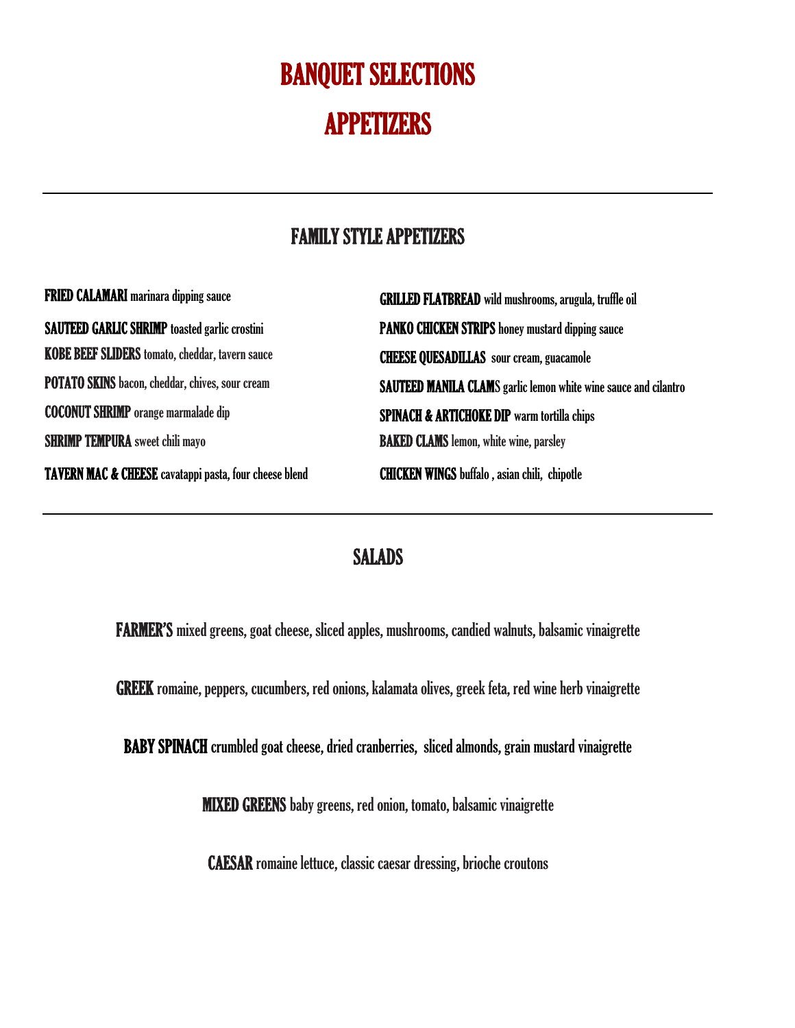# BANQUET SELECTIONS

# APPETIZERS

---

## FAMILY STYLE APPETIZERS

**FRIED CALAMARI** marinara dipping sauce

**SAUTEED GARLIC SHRIMP** toasted garlic crostini

**KOBE BEEF SLIDERS** tomato, cheddar, tavern sauce

**POTATO SKINS** bacon, cheddar, chives, sour cream

**COCONUT SHRIMP** orange marmalade dip

**SHRIMP TEMPURA** sweet chili mayo

**TAVERN MAC & CHEESE** cavatappi pasta, four cheese blend

**GRILLED FLATBREAD** wild mushrooms, arugula, truffle oil

**PANKO CHICKEN STRIPS** honey mustard dipping sauce

**CHEESE QUESADILLAS** sour cream, guacamole

**SAUTEED MANILA CLAMS** garlic lemon white wine sauce and cilantro

**SPINACH & ARTICHOKE DIP** warm tortilla chips

**BAKED CLAMS** lemon, white wine, parsley

**CHICKEN WINGS** buffalo , asian chili, chipotle

---

## SALADS

**FARMER'S** mixed greens, goat cheese, sliced apples, mushrooms, candied walnuts, balsamic vinaigrette

**GREEK** romaine, peppers, cucumbers, red onions, kalamata olives, greek feta, red wine herb vinaigrette

**BABY SPINACH** crumbled goat cheese, dried cranberries, sliced almonds, grain mustard vinaigrette

**MIXED GREENS** baby greens, red onion, tomato, balsamic vinaigrette

**CAESAR** romaine lettuce, classic caesar dressing, brioche croutons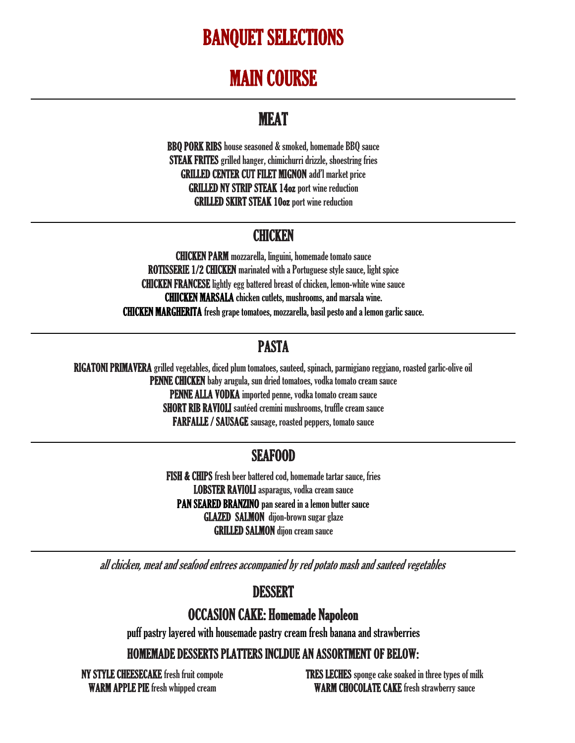# BANQUET SELECTIONS

# MAIN COURSE

---

## MEAT

**BBQ PORK RIBS** house seasoned & smoked, homemade BBQ sauce
**STEAK FRITES** grilled hanger, chimichurri drizzle, shoestring fries
**GRILLED CENTER CUT FILET MIGNON** add'l market price
**GRILLED NY STRIP STEAK 14oz** port wine reduction
**GRILLED SKIRT STEAK 10oz** port wine reduction

---

## CHICKEN

**CHICKEN PARM** mozzarella, linguini, homemade tomato sauce
**ROTISSERIE 1/2 CHICKEN** marinated with a Portuguese style sauce, light spice
**CHICKEN FRANCESE** lightly egg battered breast of chicken, lemon-white wine sauce
**CHIICKEN MARSALA** chicken cutlets, mushrooms, and marsala wine.
**CHICKEN MARGHERITA** fresh grape tomatoes, mozzarella, basil pesto and a lemon garlic sauce.

---

## PASTA

**RIGATONI PRIMAVERA** grilled vegetables, diced plum tomatoes, sauteed, spinach, parmigiano reggiano, roasted garlic-olive oil
**PENNE CHICKEN** baby arugula, sun dried tomatoes, vodka tomato cream sauce
**PENNE ALLA VODKA** imported penne, vodka tomato cream sauce
**SHORT RIB RAVIOLI** sautéed cremini mushrooms, truffle cream sauce
**FARFALLE / SAUSAGE** sausage, roasted peppers, tomato sauce

---

## SEAFOOD

**FISH & CHIPS** fresh beer battered cod, homemade tartar sauce, fries
**LOBSTER RAVIOLI** asparagus, vodka cream sauce
**PAN SEARED BRANZINO** pan seared in a lemon butter sauce
**GLAZED SALMON** dijon-brown sugar glaze
**GRILLED SALMON** dijon cream sauce

---

*all chicken, meat and seafood entrees accompanied by red potato mash and sauteed vegetables*

## DESSERT

### OCCASION CAKE: Homemade Napoleon

puff pastry layered with housemade pastry cream fresh banana and strawberries

### HOMEMADE DESSERTS PLATTERS INCLDUE AN ASSORTMENT OF BELOW:

**NY STYLE CHEESECAKE** fresh fruit compote
**WARM APPLE PIE** fresh whipped cream
**TRES LECHES** sponge cake soaked in three types of milk
**WARM CHOCOLATE CAKE** fresh strawberry sauce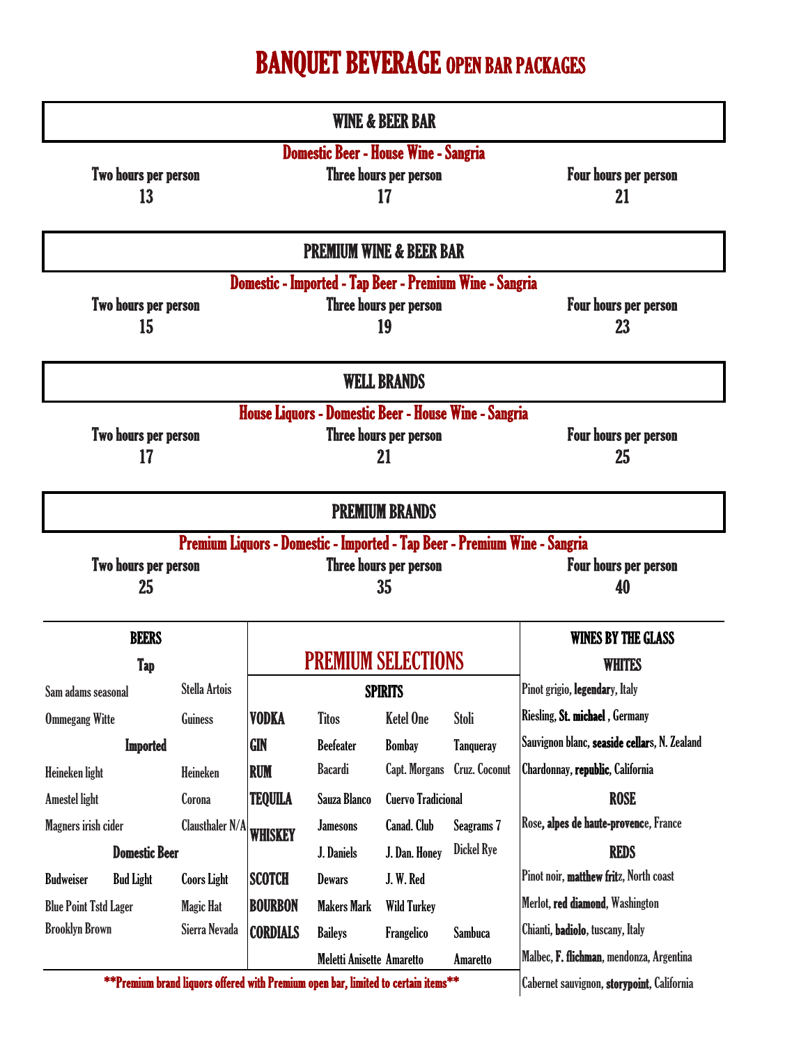# BANQUET BEVERAGE OPEN BAR PACKAGES

## WINE & BEER BAR

**Domestic Beer - House Wine - Sangria**

| Two hours per person | Three hours per person | Four hours per person |
|---|---|---|
| 13 | 17 | 21 |

## PREMIUM WINE & BEER BAR

**Domestic - Imported - Tap Beer - Premium Wine - Sangria**

| Two hours per person | Three hours per person | Four hours per person |
|---|---|---|
| 15 | 19 | 23 |

## WELL BRANDS

**House Liquors - Domestic Beer - House Wine - Sangria**

| Two hours per person | Three hours per person | Four hours per person |
|---|---|---|
| 17 | 21 | 25 |

## PREMIUM BRANDS

**Premium Liquors - Domestic - Imported - Tap Beer - Premium Wine - Sangria**

| Two hours per person | Three hours per person | Four hours per person |
|---|---|---|
| 25 | 35 | 40 |

## BEERS

### Tap

- Sam adams seasonal
- Stella Artois
- Ommegang Witte
- Guiness

### Imported

- Heineken light
- Heineken
- Amestel light
- Corona
- Magners irish cider
- Clausthaler N/A

### Domestic Beer

- Budweiser
- Bud Light
- Coors Light
- Blue Point Tstd Lager
- Magic Hat
- Brooklyn Brown
- Sierra Nevada

## PREMIUM SELECTIONS

### SPIRITS

| | | | |
|---|---|---|---|
| **VODKA** | Titos | Ketel One | Stoli |
| **GIN** | Beefeater | Bombay | Tanqueray |
| **RUM** | Bacardi | Capt. Morgans | Cruz. Coconut |
| **TEQUILA** | Sauza Blanco | Cuervo Tradicional | |
| **WHISKEY** | Jamesons | Canad. Club | Seagrams 7 |
| | J. Daniels | J. Dan. Honey | Dickel Rye |
| **SCOTCH** | Dewars | J. W. Red | |
| **BOURBON** | Makers Mark | Wild Turkey | |
| **CORDIALS** | Baileys | Frangelico | Sambuca |
| | Meletti Anisette | Amaretto | Amaretto |

**Premium brand liquors offered with Premium open bar, limited to certain items**

## WINES BY THE GLASS

### WHITES

- Pinot grigio, **legendar**y, Italy
- Riesling, **St. michael** , Germany
- Sauvignon blanc, **seaside cellar**s, N. Zealand
- Chardonnay, **republic**, California

### ROSE

- Rose**, alpes de haute-provence**, France

### REDS

- Pinot noir, **matthew frit**z, North coast
- Merlot, **red diamond**, Washington
- Chianti, **badiolo**, tuscany, Italy
- Malbec, **F. flichman**, mendonza, Argentina
- Cabernet sauvignon, **storypoint**, California